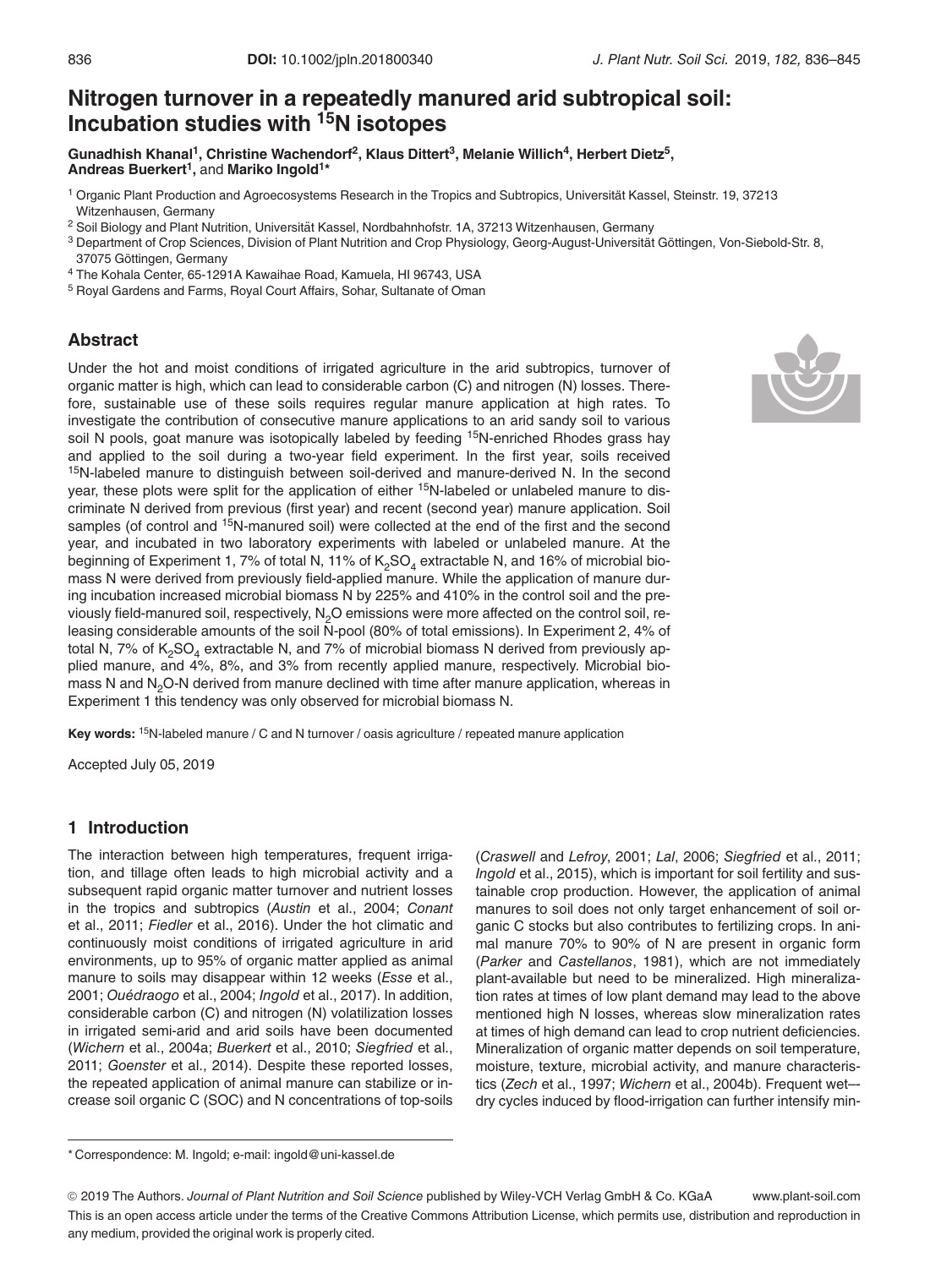# Nitrogen turnover in a repeatedly manured arid subtropical soil: Incubation studies with $^{15}N$ isotopes

**Gunadhish Khanal[1], Christine Wachendorf[2], Klaus Dittert[3], Melanie Willich[4], Herbert Dietz[5], Andreas Buerkert[1], and Mariko Ingold[1]***

[1] Organic Plant Production and Agroecosystems Research in the Tropics and Subtropics, Universität Kassel, Steinstr. 19, 37213 Witzenhausen, Germany

[2] Soil Biology and Plant Nutrition, Universität Kassel, Nordbahnhofstr. 1A, 37213 Witzenhausen, Germany

[3] Department of Crop Sciences, Division of Plant Nutrition and Crop Physiology, Georg-August-Universität Göttingen, Von-Siebold-Str. 8, 37075 Göttingen, Germany

[4] The Kohala Center, 65-1291A Kawaihae Road, Kamuela, HI 96743, USA

[5] Royal Gardens and Farms, Royal Court Affairs, Sohar, Sultanate of Oman

## Abstract

Under the hot and moist conditions of irrigated agriculture in the arid subtropics, turnover of organic matter is high, which can lead to considerable carbon (C) and nitrogen (N) losses. Therefore, sustainable use of these soils requires regular manure application at high rates. To investigate the contribution of consecutive manure applications to an arid sandy soil to various soil N pools, goat manure was isotopically labeled by feeding $^{15}N$-enriched Rhodes grass hay and applied to the soil during a two-year field experiment. In the first year, soils received $^{15}N$-labeled manure to distinguish between soil-derived and manure-derived N. In the second year, these plots were split for the application of either $^{15}N$-labeled or unlabeled manure to discriminate N derived from previous (first year) and recent (second year) manure application. Soil samples (of control and $^{15}N$-manured soil) were collected at the end of the first and the second year, and incubated in two laboratory experiments with labeled or unlabeled manure. At the beginning of Experiment 1, 7% of total N, 11% of $K_2SO_4$ extractable N, and 16% of microbial biomass N were derived from previously field-applied manure. While the application of manure during incubation increased microbial biomass N by 225% and 410% in the control soil and the previously field-manured soil, respectively, $N_2O$ emissions were more affected on the control soil, releasing considerable amounts of the soil N-pool (80% of total emissions). In Experiment 2, 4% of total N, 7% of $K_2SO_4$ extractable N, and 7% of microbial biomass N derived from previously applied manure, and 4%, 8%, and 3% from recently applied manure, respectively. Microbial biomass N and $N_2O$-N derived from manure declined with time after manure application, whereas in Experiment 1 this tendency was only observed for microbial biomass N.

**Key words:** $^{15}N$-labeled manure / C and N turnover / oasis agriculture / repeated manure application

Accepted July 05, 2019

## 1 Introduction

The interaction between high temperatures, frequent irrigation, and tillage often leads to high microbial activity and a subsequent rapid organic matter turnover and nutrient losses in the tropics and subtropics (*Austin* et al., 2004; *Conant* et al., 2011; *Fiedler* et al., 2016). Under the hot climatic and continuously moist conditions of irrigated agriculture in arid environments, up to 95% of organic matter applied as animal manure to soils may disappear within 12 weeks (*Esse* et al., 2001; *Ouédraogo* et al., 2004; *Ingold* et al., 2017). In addition, considerable carbon (C) and nitrogen (N) volatilization losses in irrigated semi-arid and arid soils have been documented (*Wichern* et al., 2004a; *Buerkert* et al., 2010; *Siegfried* et al., 2011; *Goenster* et al., 2014). Despite these reported losses, the repeated application of animal manure can stabilize or increase soil organic C (SOC) and N concentrations of top-soils (*Craswell* and *Lefroy*, 2001; *Lal*, 2006; *Siegfried* et al., 2011; *Ingold* et al., 2015), which is important for soil fertility and sustainable crop production. However, the application of animal manures to soil does not only target enhancement of soil organic C stocks but also contributes to fertilizing crops. In animal manure 70% to 90% of N are present in organic form (*Parker* and *Castellanos*, 1981), which are not immediately plant-available but need to be mineralized. High mineralization rates at times of low plant demand may lead to the above mentioned high N losses, whereas slow mineralization rates at times of high demand can lead to crop nutrient deficiencies. Mineralization of organic matter depends on soil temperature, moisture, texture, microbial activity, and manure characteristics (*Zech* et al., 1997; *Wichern* et al., 2004b). Frequent wet–dry cycles induced by flood-irrigation can further intensify min-

\* Correspondence: M. Ingold; e-mail: ingold@uni-kassel.de

© 2019 The Authors. *Journal of Plant Nutrition and Soil Science* published by Wiley-VCH Verlag GmbH & Co. KGaA www.plant-soil.com

This is an open access article under the terms of the Creative Commons Attribution License, which permits use, distribution and reproduction in any medium, provided the original work is properly cited.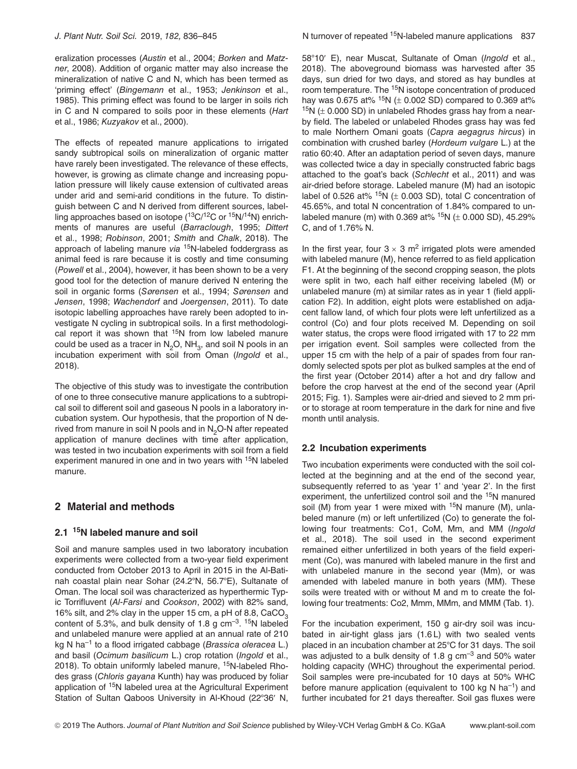eralization processes (*Austin* et al., 2004; *Borken* and *Matzner*, 2008). Addition of organic matter may also increase the mineralization of native C and N, which has been termed as 'priming effect' (*Bingemann* et al., 1953; *Jenkinson* et al., 1985). This priming effect was found to be larger in soils rich in C and N compared to soils poor in these elements (*Hart* et al., 1986; *Kuzyakov* et al., 2000).

The effects of repeated manure applications to irrigated sandy subtropical soils on mineralization of organic matter have rarely been investigated. The relevance of these effects, however, is growing as climate change and increasing population pressure will likely cause extension of cultivated areas under arid and semi-arid conditions in the future. To distinguish between C and N derived from different sources, labelling approaches based on isotope ($^{13}C/^{12}C$ or $^{15}N/^{14}N$) enrichments of manures are useful (*Barraclough*, 1995; *Dittert* et al., 1998; *Robinson*, 2001; *Smith* and *Chalk*, 2018). The approach of labeling manure *via* $^{15}N$-labeled foddergrass as animal feed is rare because it is costly and time consuming (*Powell* et al., 2004), however, it has been shown to be a very good tool for the detection of manure derived N entering the soil in organic forms (*Sørensen* et al., 1994; *Sørensen* and *Jensen*, 1998; *Wachendorf* and *Joergensen*, 2011). To date isotopic labelling approaches have rarely been adopted to investigate N cycling in subtropical soils. In a first methodological report it was shown that $^{15}N$ from low labeled manure could be used as a tracer in $N_2O$, $NH_3$, and soil N pools in an incubation experiment with soil from Oman (*Ingold* et al., 2018).

The objective of this study was to investigate the contribution of one to three consecutive manure applications to a subtropical soil to different soil and gaseous N pools in a laboratory incubation system. Our hypothesis, that the proportion of N derived from manure in soil N pools and in $N_2O$-N after repeated application of manure declines with time after application, was tested in two incubation experiments with soil from a field experiment manured in one and in two years with $^{15}N$ labeled manure.

## 2 Material and methods

### 2.1 $^{15}N$ labeled manure and soil

Soil and manure samples used in two laboratory incubation experiments were collected from a two-year field experiment conducted from October 2013 to April in 2015 in the Al-Batinah coastal plain near Sohar (24.2°N, 56.7°E), Sultanate of Oman. The local soil was characterized as hyperthermic Typic Torrifluvent (*Al-Farsi* and *Cookson*, 2002) with 82% sand, 16% silt, and 2% clay in the upper 15 cm, a pH of 8.8, $CaCO_3$ content of 5.3%, and bulk density of 1.8 g $cm^{-3}$. $^{15}N$ labeled and unlabeled manure were applied at an annual rate of 210 kg N $ha^{-1}$ to a flood irrigated cabbage (*Brassica oleracea* L.) and basil (*Ocimum basilicum* L.) crop rotation (*Ingold* et al., 2018). To obtain uniformly labeled manure, $^{15}N$-labeled Rhodes grass (*Chloris gayana* Kunth) hay was produced by foliar application of $^{15}N$ labeled urea at the Agricultural Experiment Station of Sultan Qaboos University in Al-Khoud (22°36′ N, 58°10′ E), near Muscat, Sultanate of Oman (*Ingold* et al., 2018). The aboveground biomass was harvested after 35 days, sun dried for two days, and stored as hay bundles at room temperature. The $^{15}N$ isotope concentration of produced hay was 0.675 at% $^{15}N$ (± 0.002 SD) compared to 0.369 at% $^{15}N$ (± 0.000 SD) in unlabeled Rhodes grass hay from a nearby field. The labeled or unlabeled Rhodes grass hay was fed to male Northern Omani goats (*Capra aegagrus hircus*) in combination with crushed barley (*Hordeum vulgare* L.) at the ratio 60:40. After an adaptation period of seven days, manure was collected twice a day in specially constructed fabric bags attached to the goat's back (*Schlecht* et al., 2011) and was air-dried before storage. Labeled manure (M) had an isotopic label of 0.526 at% $^{15}N$ (± 0.003 SD), total C concentration of 45.65%, and total N concentration of 1.84% compared to unlabeled manure (m) with 0.369 at% $^{15}N$ (± 0.000 SD), 45.29% C, and of 1.76% N.

In the first year, four 3 × 3 $m^2$ irrigated plots were amended with labeled manure (M), hence referred to as field application F1. At the beginning of the second cropping season, the plots were split in two, each half either receiving labeled (M) or unlabeled manure (m) at similar rates as in year 1 (field application F2). In addition, eight plots were established on adjacent fallow land, of which four plots were left unfertilized as a control (Co) and four plots received M. Depending on soil water status, the crops were flood irrigated with 17 to 22 mm per irrigation event. Soil samples were collected from the upper 15 cm with the help of a pair of spades from four randomly selected spots per plot as bulked samples at the end of the first year (October 2014) after a hot and dry fallow and before the crop harvest at the end of the second year (April 2015; Fig. 1). Samples were air-dried and sieved to 2 mm prior to storage at room temperature in the dark for nine and five month until analysis.

### 2.2 Incubation experiments

Two incubation experiments were conducted with the soil collected at the beginning and at the end of the second year, subsequently referred to as 'year 1' and 'year 2'. In the first experiment, the unfertilized control soil and the $^{15}N$ manured soil (M) from year 1 were mixed with $^{15}N$ manure (M), unlabeled manure (m) or left unfertilized (Co) to generate the following four treatments: Co1, CoM, Mm, and MM (*Ingold* et al., 2018). The soil used in the second experiment remained either unfertilized in both years of the field experiment (Co), was manured with labeled manure in the first and with unlabeled manure in the second year (Mm), or was amended with labeled manure in both years (MM). These soils were treated with or without M and m to create the following four treatments: Co2, Mmm, MMm, and MMM (Tab. 1).

For the incubation experiment, 150 g air-dry soil was incubated in air-tight glass jars (1.6 L) with two sealed vents placed in an incubation chamber at 25°C for 31 days. The soil was adjusted to a bulk density of 1.8 g $cm^{-3}$ and 50% water holding capacity (WHC) throughout the experimental period. Soil samples were pre-incubated for 10 days at 50% WHC before manure application (equivalent to 100 kg N $ha^{-1}$) and further incubated for 21 days thereafter. Soil gas fluxes were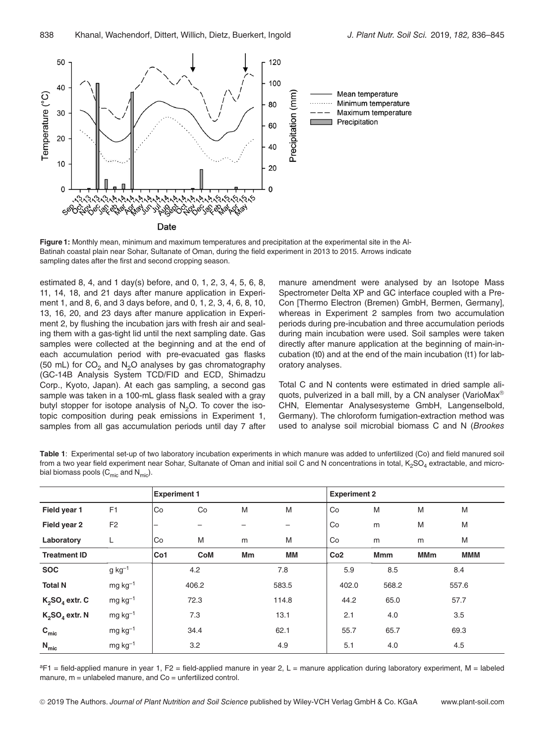**Figure 1:** Monthly mean, minimum and maximum temperatures and precipitation at the experimental site in the Al-Batinah coastal plain near Sohar, Sultanate of Oman, during the field experiment in 2013 to 2015. Arrows indicate sampling dates after the first and second cropping season.

estimated 8, 4, and 1 day(s) before, and 0, 1, 2, 3, 4, 5, 6, 8, 11, 14, 18, and 21 days after manure application in Experiment 1, and 8, 6, and 3 days before, and 0, 1, 2, 3, 4, 6, 8, 10, 13, 16, 20, and 23 days after manure application in Experiment 2, by flushing the incubation jars with fresh air and sealing them with a gas-tight lid until the next sampling date. Gas samples were collected at the beginning and at the end of each accumulation period with pre-evacuated gas flasks (50 mL) for $CO_2$ and $N_2O$ analyses by gas chromatography (GC-14B Analysis System TCD/FID and ECD, Shimadzu Corp., Kyoto, Japan). At each gas sampling, a second gas sample was taken in a 100-mL glass flask sealed with a gray butyl stopper for isotope analysis of $N_2O$. To cover the isotopic composition during peak emissions in Experiment 1, samples from all gas accumulation periods until day 7 after manure amendment were analysed by an Isotope Mass Spectrometer Delta XP and GC interface coupled with a Pre-Con [Thermo Electron (Bremen) GmbH, Bermen, Germany], whereas in Experiment 2 samples from two accumulation periods during pre-incubation and three accumulation periods during main incubation were used. Soil samples were taken directly after manure application at the beginning of main-incubation (t0) and at the end of the main incubation (t1) for laboratory analyses.

Total C and N contents were estimated in dried sample aliquots, pulverized in a ball mill, by a CN analyser (VarioMax® CHN, Elementar Analysesysteme GmbH, Langenselbold, Germany). The chloroform fumigation-extraction method was used to analyse soil microbial biomass C and N (*Brookes*

**Table 1**: Experimental set-up of two laboratory incubation experiments in which manure was added to unfertilized (Co) and field manured soil from a two year field experiment near Sohar, Sultanate of Oman and initial soil C and N concentrations in total, $K_2SO_4$ extractable, and microbial biomass pools ($C_{mic}$ and $N_{mic}$).

| | | Experiment 1 | | | | Experiment 2 | | | |
|---|---|---|---|---|---|---|---|---|---|
| **Field year 1** | F1 | Co | Co | M | M | Co | M | M | M |
| **Field year 2** | F2 | – | – | – | – | Co | m | M | M |
| **Laboratory** | L | Co | M | m | M | Co | m | m | M |
| **Treatment ID** | | **Co1** | **CoM** | **Mm** | **MM** | **Co2** | **Mmm** | **MMm** | **MMM** |
| **SOC** | g kg$^{-1}$ | 4.2 | | 7.8 | | 5.9 | 8.5 | 8.4 | |
| **Total N** | mg kg$^{-1}$ | 406.2 | | 583.5 | | 402.0 | 568.2 | 557.6 | |
| **$K_2SO_4$ extr. C** | mg kg$^{-1}$ | 72.3 | | 114.8 | | 44.2 | 65.0 | 57.7 | |
| **$K_2SO_4$ extr. N** | mg kg$^{-1}$ | 7.3 | | 13.1 | | 2.1 | 4.0 | 3.5 | |
| **$C_{mic}$** | mg kg$^{-1}$ | 34.4 | | 62.1 | | 55.7 | 65.7 | 69.3 | |
| **$N_{mic}$** | mg kg$^{-1}$ | 3.2 | | 4.9 | | 5.1 | 4.0 | 4.5 | |

[a]F1 = field-applied manure in year 1, F2 = field-applied manure in year 2, L = manure application during laboratory experiment, M = labeled manure, m = unlabeled manure, and Co = unfertilized control.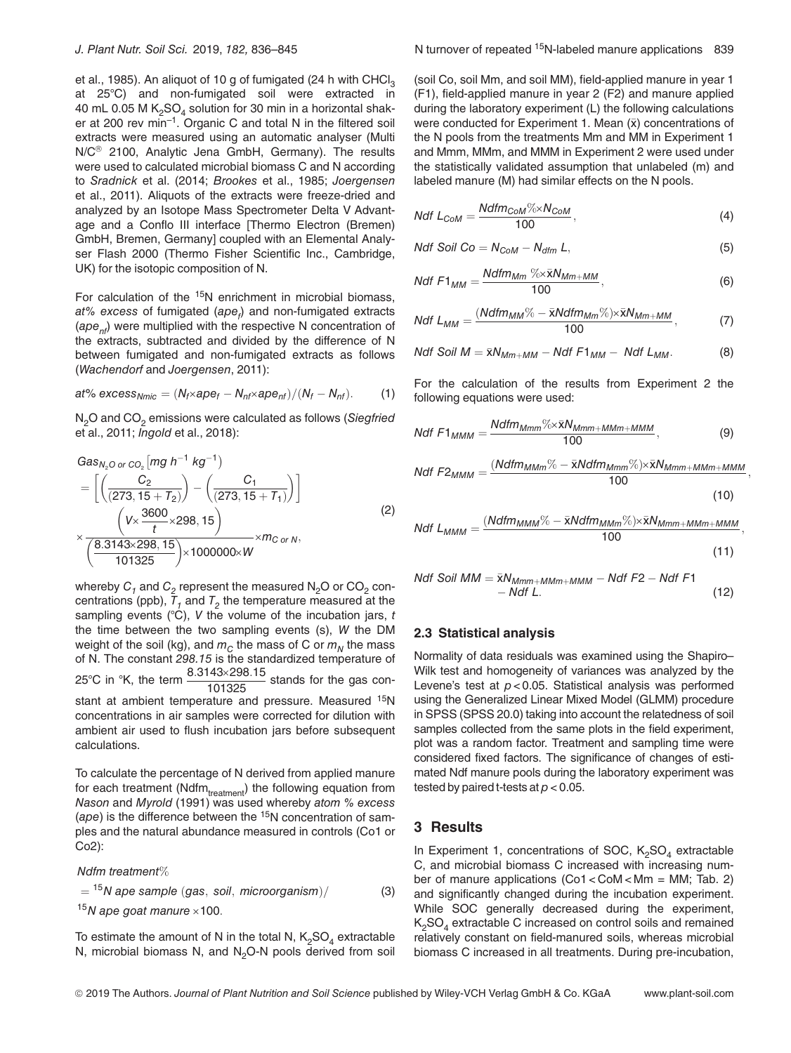et al., 1985). An aliquot of 10 g of fumigated (24 h with $CHCl_3$ at 25°C) and non-fumigated soil were extracted in 40 mL 0.05 M $K_2SO_4$ solution for 30 min in a horizontal shaker at 200 rev $min^{-1}$. Organic C and total N in the filtered soil extracts were measured using an automatic analyser (Multi N/C® 2100, Analytic Jena GmbH, Germany). The results were used to calculated microbial biomass C and N according to *Sradnick* et al. (2014; *Brookes* et al., 1985; *Joergensen* et al., 2011). Aliquots of the extracts were freeze-dried and analyzed by an Isotope Mass Spectrometer Delta V Advantage and a Conflo III interface [Thermo Electron (Bremen) GmbH, Bremen, Germany] coupled with an Elemental Analyser Flash 2000 (Thermo Fisher Scientific Inc., Cambridge, UK) for the isotopic composition of N.

For calculation of the $^{15}N$ enrichment in microbial biomass, *at% excess* of fumigated ($ape_f$) and non-fumigated extracts ($ape_{nf}$) were multiplied with the respective N concentration of the extracts, subtracted and divided by the difference of N between fumigated and non-fumigated extracts as follows (*Wachendorf* and *Joergensen*, 2011):

$$at\%\ excess_{Nmic} = (N_f \times ape_f - N_{nf} \times ape_{nf})/(N_f - N_{nf}). \tag{1}$$

$N_2O$ and $CO_2$ emissions were calculated as follows (*Siegfried* et al., 2011; *Ingold* et al., 2018):

$$Gas_{N_2O\ or\ CO_2}\left[mg\ h^{-1}\ kg^{-1}\right) = \left[\left(\frac{C_2}{(273,15+T_2)}\right) - \left(\frac{C_1}{(273,15+T_1)}\right)\right] \times \frac{\left(V \times \frac{3600}{t} \times 298,15\right)}{\left(\frac{8.3143 \times 298,15}{101325}\right) \times 1000000 \times W} \times m_{C\ or\ N}, \tag{2}$$

whereby $C_1$ and $C_2$ represent the measured $N_2O$ or $CO_2$ concentrations (ppb), $T_1$ and $T_2$ the temperature measured at the sampling events (°C), $V$ the volume of the incubation jars, $t$ the time between the two sampling events (s), $W$ the DM weight of the soil (kg), and $m_C$ the mass of C or $m_N$ the mass of N. The constant *298.15* is the standardized temperature of 25°C in °K, the term $\frac{8.3143 \times 298.15}{101325}$ stands for the gas constant at ambient temperature and pressure. Measured $^{15}N$ concentrations in air samples were corrected for dilution with ambient air used to flush incubation jars before subsequent calculations.

To calculate the percentage of N derived from applied manure for each treatment ($Ndfm_{treatment}$) the following equation from *Nason* and *Myrold* (1991) was used whereby *atom % excess* (*ape*) is the difference between the $^{15}N$ concentration of samples and the natural abundance measured in controls (Co1 or Co2):

$$Ndfm\ treatment\% = {}^{15}N\ ape\ sample\ (gas,\ soil,\ microorganism) / {}^{15}N\ ape\ goat\ manure \times 100. \tag{3}$$

To estimate the amount of N in the total N, $K_2SO_4$ extractable N, microbial biomass N, and $N_2O$-N pools derived from soil (soil Co, soil Mm, and soil MM), field-applied manure in year 1 (F1), field-applied manure in year 2 (F2) and manure applied during the laboratory experiment (L) the following calculations were conducted for Experiment 1. Mean ($\bar{x}$) concentrations of the N pools from the treatments Mm and MM in Experiment 1 and Mmm, MMm, and MMM in Experiment 2 were used under the statistically validated assumption that unlabeled (m) and labeled manure (M) had similar effects on the N pools.

$$Ndf\ L_{CoM} = \frac{Ndfm_{CoM}\% \times N_{CoM}}{100}, \tag{4}$$

$$Ndf\ Soil\ Co = N_{CoM} - N_{dfm}\ L, \tag{5}$$

$$Ndf\ F1_{MM} = \frac{Ndfm_{Mm}\ \% \times \bar{x}N_{Mm+MM}}{100}, \tag{6}$$

$$Ndf\ L_{MM} = \frac{(Ndfm_{MM}\% - \bar{x}Ndfm_{Mm}\%) \times \bar{x}N_{Mm+MM}}{100}, \tag{7}$$

$$Ndf\ Soil\ M = \bar{x}N_{Mm+MM} - Ndf\ F1_{MM} - \ Ndf\ L_{MM}. \tag{8}$$

For the calculation of the results from Experiment 2 the following equations were used:

$$Ndf\ F1_{MMM} = \frac{Ndfm_{Mmm}\% \times \bar{x}N_{Mmm+MMm+MMM}}{100}, \tag{9}$$

$$Ndf\ F2_{MMM} = \frac{(Ndfm_{MMm}\% - \bar{x}Ndfm_{Mmm}\%) \times \bar{x}N_{Mmm+MMm+MMM}}{100}, \tag{10}$$

$$Ndf\ L_{MMM} = \frac{(Ndfm_{MMM}\% - \bar{x}Ndfm_{MMm}\%) \times \bar{x}N_{Mmm+MMm+MMM}}{100}, \tag{11}$$

$$Ndf\ Soil\ MM = \bar{x}N_{Mmm+MMm+MMM} - Ndf\ F2 - Ndf\ F1 - Ndf\ L. \tag{12}$$

## 2.3 Statistical analysis

Normality of data residuals was examined using the Shapiro–Wilk test and homogeneity of variances was analyzed by the Levene's test at $p < 0.05$. Statistical analysis was performed using the Generalized Linear Mixed Model (GLMM) procedure in SPSS (SPSS 20.0) taking into account the relatedness of soil samples collected from the same plots in the field experiment, plot was a random factor. Treatment and sampling time were considered fixed factors. The significance of changes of estimated Ndf manure pools during the laboratory experiment was tested by paired t-tests at $p < 0.05$.

# 3 Results

In Experiment 1, concentrations of SOC, $K_2SO_4$ extractable C, and microbial biomass C increased with increasing number of manure applications (Co1 < CoM < Mm = MM; Tab. 2) and significantly changed during the incubation experiment. While SOC generally decreased during the experiment, $K_2SO_4$ extractable C increased on control soils and remained relatively constant on field-manured soils, whereas microbial biomass C increased in all treatments. During pre-incubation,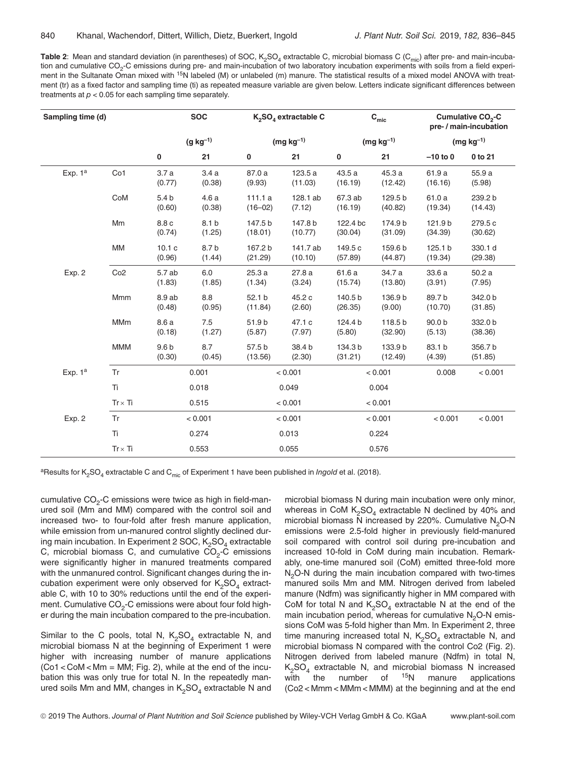**Table 2**: Mean and standard deviation (in parentheses) of SOC, $K_2SO_4$ extractable C, microbial biomass C ($C_{mic}$) after pre- and main-incubation and cumulative $CO_2$-C emissions during pre- and main-incubation of two laboratory incubation experiments with soils from a field experiment in the Sultanate Oman mixed with $^{15}N$ labeled (M) or unlabeled (m) manure. The statistical results of a mixed model ANOVA with treatment (tr) as a fixed factor and sampling time (ti) as repeated measure variable are given below. Letters indicate significant differences between treatments at $p < 0.05$ for each sampling time separately.

| Sampling time (d) | | SOC | | $K_2SO_4$ extractable C | | $C_{mic}$ | | Cumulative $CO_2$-C pre- / main-incubation | |
|---|---|---|---|---|---|---|---|---|---|
| | | ($g\ kg^{-1}$) | | ($mg\ kg^{-1}$) | | ($mg\ kg^{-1}$) | | ($mg\ kg^{-1}$) | |
| | | 0 | 21 | 0 | 21 | 0 | 21 | –10 to 0 | 0 to 21 |
| Exp. 1[a] | Co1 | 3.7 a (0.77) | 3.4 a (0.38) | 87.0 a (9.93) | 123.5 a (11.03) | 43.5 a (16.19) | 45.3 a (12.42) | 61.9 a (16.16) | 55.9 a (5.98) |
| | CoM | 5.4 b (0.60) | 4.6 a (0.38) | 111.1 a (16–02) | 128.1 ab (7.12) | 67.3 ab (16.19) | 129.5 b (40.82) | 61.0 a (19.34) | 239.2 b (14.43) |
| | Mm | 8.8 c (0.74) | 8.1 b (1.25) | 147.5 b (18.01) | 147.8 b (10.77) | 122.4 bc (30.04) | 174.9 b (31.09) | 121.9 b (34.39) | 279.5 c (30.62) |
| | MM | 10.1 c (0.96) | 8.7 b (1.44) | 167.2 b (21.29) | 141.7 ab (10.10) | 149.5 c (57.89) | 159.6 b (44.87) | 125.1 b (19.34) | 330.1 d (29.38) |
| Exp. 2 | Co2 | 5.7 ab (1.83) | 6.0 (1.85) | 25.3 a (1.34) | 27.8 a (3.24) | 61.6 a (15.74) | 34.7 a (13.80) | 33.6 a (3.91) | 50.2 a (7.95) |
| | Mmm | 8.9 ab (0.48) | 8.8 (0.95) | 52.1 b (11.84) | 45.2 c (2.60) | 140.5 b (26.35) | 136.9 b (9.00) | 89.7 b (10.70) | 342.0 b (31.85) |
| | MMm | 8.6 a (0.18) | 7.5 (1.27) | 51.9 b (5.87) | 47.1 c (7.97) | 124.4 b (5.80) | 118.5 b (32.90) | 90.0 b (5.13) | 332.0 b (38.36) |
| | MMM | 9.6 b (0.30) | 8.7 (0.45) | 57.5 b (13.56) | 38.4 b (2.30) | 134.3 b (31.21) | 133.9 b (12.49) | 83.1 b (4.39) | 356.7 b (51.85) |
| Exp. 1[a] | Tr | 0.001 | | < 0.001 | | < 0.001 | | 0.008 | < 0.001 |
| | Ti | 0.018 | | 0.049 | | 0.004 | | | |
| | Tr × Ti | 0.515 | | < 0.001 | | < 0.001 | | | |
| Exp. 2 | Tr | < 0.001 | | < 0.001 | | < 0.001 | | < 0.001 | < 0.001 |
| | Ti | 0.274 | | 0.013 | | 0.224 | | | |
| | Tr × Ti | 0.553 | | 0.055 | | 0.576 | | | |

[a]Results for $K_2SO_4$ extractable C and $C_{mic}$ of Experiment 1 have been published in *Ingold* et al. (2018).

cumulative $CO_2$-C emissions were twice as high in field-manured soil (Mm and MM) compared with the control soil and increased two- to four-fold after fresh manure application, while emission from un-manured control slightly declined during main incubation. In Experiment 2 SOC, $K_2SO_4$ extractable C, microbial biomass C, and cumulative $CO_2$-C emissions were significantly higher in manured treatments compared with the unmanured control. Significant changes during the incubation experiment were only observed for $K_2SO_4$ extractable C, with 10 to 30% reductions until the end of the experiment. Cumulative $CO_2$-C emissions were about four fold higher during the main incubation compared to the pre-incubation.

Similar to the C pools, total N, $K_2SO_4$ extractable N, and microbial biomass N at the beginning of Experiment 1 were higher with increasing number of manure applications (Co1 < CoM < Mm = MM; Fig. 2), while at the end of the incubation this was only true for total N. In the repeatedly manured soils Mm and MM, changes in $K_2SO_4$ extractable N and microbial biomass N during main incubation were only minor, whereas in CoM $K_2SO_4$ extractable N declined by 40% and microbial biomass N increased by 220%. Cumulative $N_2O$-N emissions were 2.5-fold higher in previously field-manured soil compared with control soil during pre-incubation and increased 10-fold in CoM during main incubation. Remarkably, one-time manured soil (CoM) emitted three-fold more $N_2O$-N during the main incubation compared with two-times manured soils Mm and MM. Nitrogen derived from labeled manure (Ndfm) was significantly higher in MM compared with CoM for total N and $K_2SO_4$ extractable N at the end of the main incubation period, whereas for cumulative $N_2O$-N emissions CoM was 5-fold higher than Mm. In Experiment 2, three time manuring increased total N, $K_2SO_4$ extractable N, and microbial biomass N compared with the control Co2 (Fig. 2). Nitrogen derived from labeled manure (Ndfm) in total N, $K_2SO_4$ extractable N, and microbial biomass N increased with the number of $^{15}N$ manure applications (Co2 < Mmm < MMm < MMM) at the beginning and at the end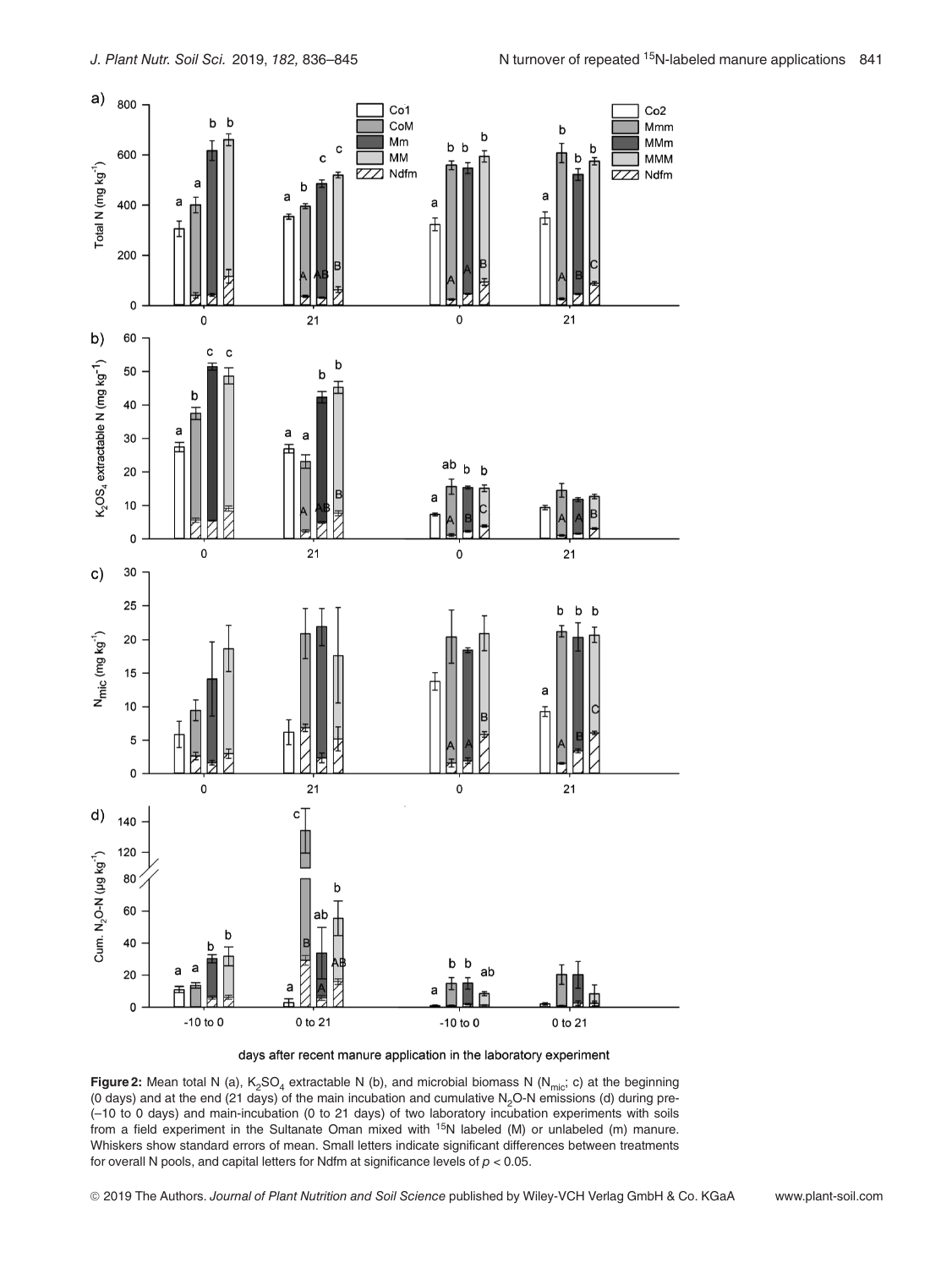**Figure 2:** Mean total N (a), $K_2SO_4$ extractable N (b), and microbial biomass N ($N_{mic}$; c) at the beginning (0 days) and at the end (21 days) of the main incubation and cumulative $N_2O$-N emissions (d) during pre- (–10 to 0 days) and main-incubation (0 to 21 days) of two laboratory incubation experiments with soils from a field experiment in the Sultanate Oman mixed with $^{15}N$ labeled (M) or unlabeled (m) manure. Whiskers show standard errors of mean. Small letters indicate significant differences between treatments for overall N pools, and capital letters for Ndfm at significance levels of $p < 0.05$.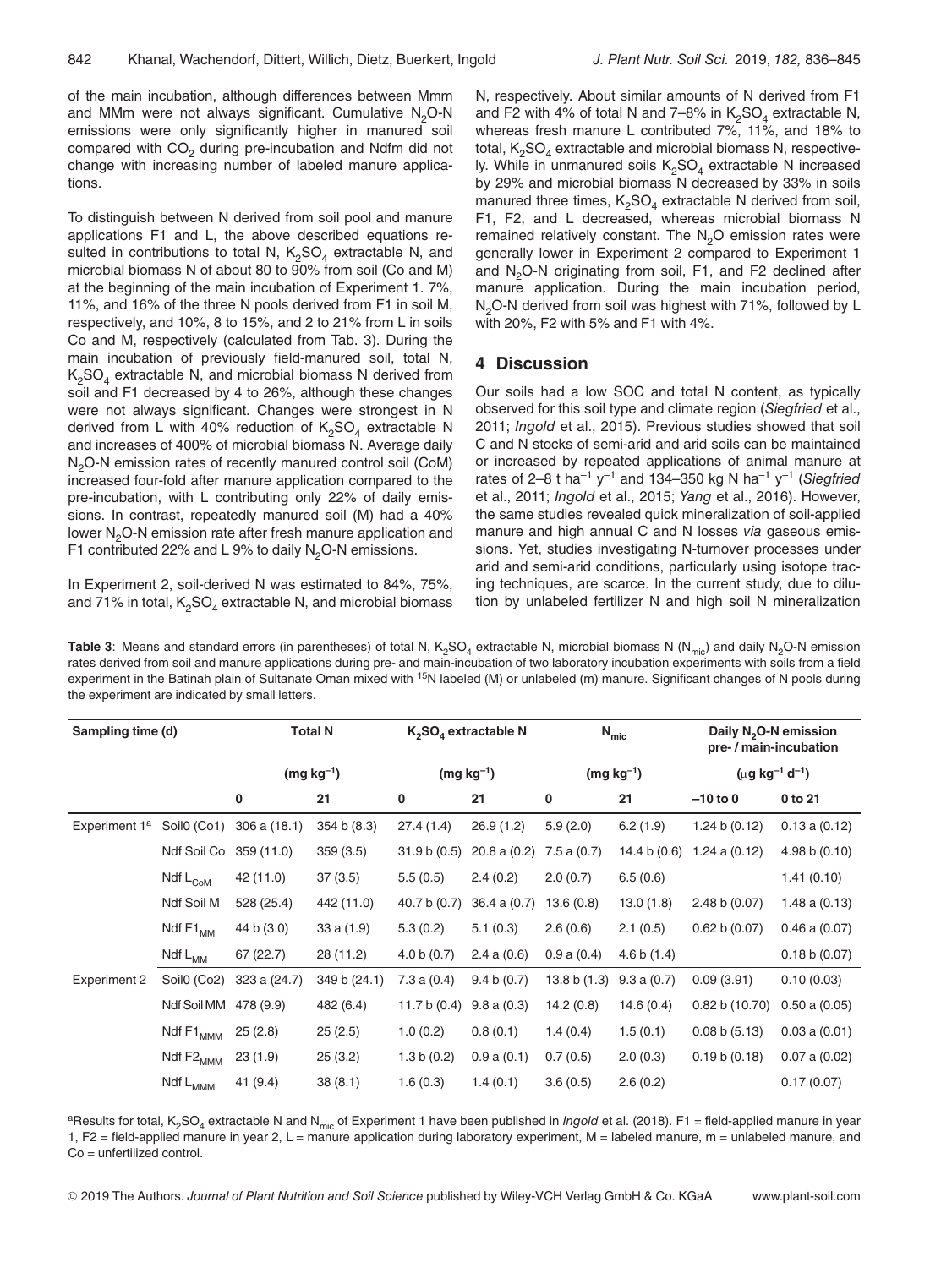of the main incubation, although differences between Mmm and MMm were not always significant. Cumulative $N_2O$-N emissions were only significantly higher in manured soil compared with $CO_2$ during pre-incubation and Ndfm did not change with increasing number of labeled manure applications.

To distinguish between N derived from soil pool and manure applications F1 and L, the above described equations resulted in contributions to total N, $K_2SO_4$ extractable N, and microbial biomass N of about 80 to 90% from soil (Co and M) at the beginning of the main incubation of Experiment 1. 7%, 11%, and 16% of the three N pools derived from F1 in soil M, respectively, and 10%, 8 to 15%, and 2 to 21% from L in soils Co and M, respectively (calculated from Tab. 3). During the main incubation of previously field-manured soil, total N, $K_2SO_4$ extractable N, and microbial biomass N derived from soil and F1 decreased by 4 to 26%, although these changes were not always significant. Changes were strongest in N derived from L with 40% reduction of $K_2SO_4$ extractable N and increases of 400% of microbial biomass N. Average daily $N_2O$-N emission rates of recently manured control soil (CoM) increased four-fold after manure application compared to the pre-incubation, with L contributing only 22% of daily emissions. In contrast, repeatedly manured soil (M) had a 40% lower $N_2O$-N emission rate after fresh manure application and F1 contributed 22% and L 9% to daily $N_2O$-N emissions.

In Experiment 2, soil-derived N was estimated to 84%, 75%, and 71% in total, $K_2SO_4$ extractable N, and microbial biomass N, respectively. About similar amounts of N derived from F1 and F2 with 4% of total N and 7–8% in $K_2SO_4$ extractable N, whereas fresh manure L contributed 7%, 11%, and 18% to total, $K_2SO_4$ extractable and microbial biomass N, respectively. While in unmanured soils $K_2SO_4$ extractable N increased by 29% and microbial biomass N decreased by 33% in soils manured three times, $K_2SO_4$ extractable N derived from soil, F1, F2, and L decreased, whereas microbial biomass N remained relatively constant. The $N_2O$ emission rates were generally lower in Experiment 2 compared to Experiment 1 and $N_2O$-N originating from soil, F1, and F2 declined after manure application. During the main incubation period, $N_2O$-N derived from soil was highest with 71%, followed by L with 20%, F2 with 5% and F1 with 4%.

## 4 Discussion

Our soils had a low SOC and total N content, as typically observed for this soil type and climate region (*Siegfried* et al., 2011; *Ingold* et al., 2015). Previous studies showed that soil C and N stocks of semi-arid and arid soils can be maintained or increased by repeated applications of animal manure at rates of 2–8 t ha$^{-1}$ y$^{-1}$ and 134–350 kg N ha$^{-1}$ y$^{-1}$ (*Siegfried* et al., 2011; *Ingold* et al., 2015; *Yang* et al., 2016). However, the same studies revealed quick mineralization of soil-applied manure and high annual C and N losses *via* gaseous emissions. Yet, studies investigating N-turnover processes under arid and semi-arid conditions, particularly using isotope tracing techniques, are scarce. In the current study, due to dilution by unlabeled fertilizer N and high soil N mineralization

**Table 3**: Means and standard errors (in parentheses) of total N, $K_2SO_4$ extractable N, microbial biomass N ($N_{mic}$) and daily $N_2O$-N emission rates derived from soil and manure applications during pre- and main-incubation of two laboratory incubation experiments with soils from a field experiment in the Batinah plain of Sultanate Oman mixed with $^{15}$N labeled (M) or unlabeled (m) manure. Significant changes of N pools during the experiment are indicated by small letters.

| Sampling time (d) | | Total N | | $K_2SO_4$ extractable N | | $N_{mic}$ | | Daily $N_2O$-N emission pre- / main-incubation | |
|---|---|---|---|---|---|---|---|---|---|
| | | (mg kg$^{-1}$) | | (mg kg$^{-1}$) | | (mg kg$^{-1}$) | | (µg kg$^{-1}$ d$^{-1}$) | |
| | | 0 | 21 | 0 | 21 | 0 | 21 | –10 to 0 | 0 to 21 |
| Experiment 1[a] | Soil0 (Co1) | 306 a (18.1) | 354 b (8.3) | 27.4 (1.4) | 26.9 (1.2) | 5.9 (2.0) | 6.2 (1.9) | 1.24 b (0.12) | 0.13 a (0.12) |
| | Ndf Soil Co | 359 (11.0) | 359 (3.5) | 31.9 b (0.5) | 20.8 a (0.2) | 7.5 a (0.7) | 14.4 b (0.6) | 1.24 a (0.12) | 4.98 b (0.10) |
| | Ndf $L_{CoM}$ | 42 (11.0) | 37 (3.5) | 5.5 (0.5) | 2.4 (0.2) | 2.0 (0.7) | 6.5 (0.6) | | 1.41 (0.10) |
| | Ndf Soil M | 528 (25.4) | 442 (11.0) | 40.7 b (0.7) | 36.4 a (0.7) | 13.6 (0.8) | 13.0 (1.8) | 2.48 b (0.07) | 1.48 a (0.13) |
| | Ndf $F1_{MM}$ | 44 b (3.0) | 33 a (1.9) | 5.3 (0.2) | 5.1 (0.3) | 2.6 (0.6) | 2.1 (0.5) | 0.62 b (0.07) | 0.46 a (0.07) |
| | Ndf $L_{MM}$ | 67 (22.7) | 28 (11.2) | 4.0 b (0.7) | 2.4 a (0.6) | 0.9 a (0.4) | 4.6 b (1.4) | | 0.18 b (0.07) |
| Experiment 2 | Soil0 (Co2) | 323 a (24.7) | 349 b (24.1) | 7.3 a (0.4) | 9.4 b (0.7) | 13.8 b (1.3) | 9.3 a (0.7) | 0.09 (3.91) | 0.10 (0.03) |
| | Ndf Soil MM | 478 (9.9) | 482 (6.4) | 11.7 b (0.4) | 9.8 a (0.3) | 14.2 (0.8) | 14.6 (0.4) | 0.82 b (10.70) | 0.50 a (0.05) |
| | Ndf $F1_{MMM}$ | 25 (2.8) | 25 (2.5) | 1.0 (0.2) | 0.8 (0.1) | 1.4 (0.4) | 1.5 (0.1) | 0.08 b (5.13) | 0.03 a (0.01) |
| | Ndf $F2_{MMM}$ | 23 (1.9) | 25 (3.2) | 1.3 b (0.2) | 0.9 a (0.1) | 0.7 (0.5) | 2.0 (0.3) | 0.19 b (0.18) | 0.07 a (0.02) |
| | Ndf $L_{MMM}$ | 41 (9.4) | 38 (8.1) | 1.6 (0.3) | 1.4 (0.1) | 3.6 (0.5) | 2.6 (0.2) | | 0.17 (0.07) |

[a]Results for total, $K_2SO_4$ extractable N and $N_{mic}$ of Experiment 1 have been published in *Ingold* et al. (2018). F1 = field-applied manure in year 1, F2 = field-applied manure in year 2, L = manure application during laboratory experiment, M = labeled manure, m = unlabeled manure, and Co = unfertilized control.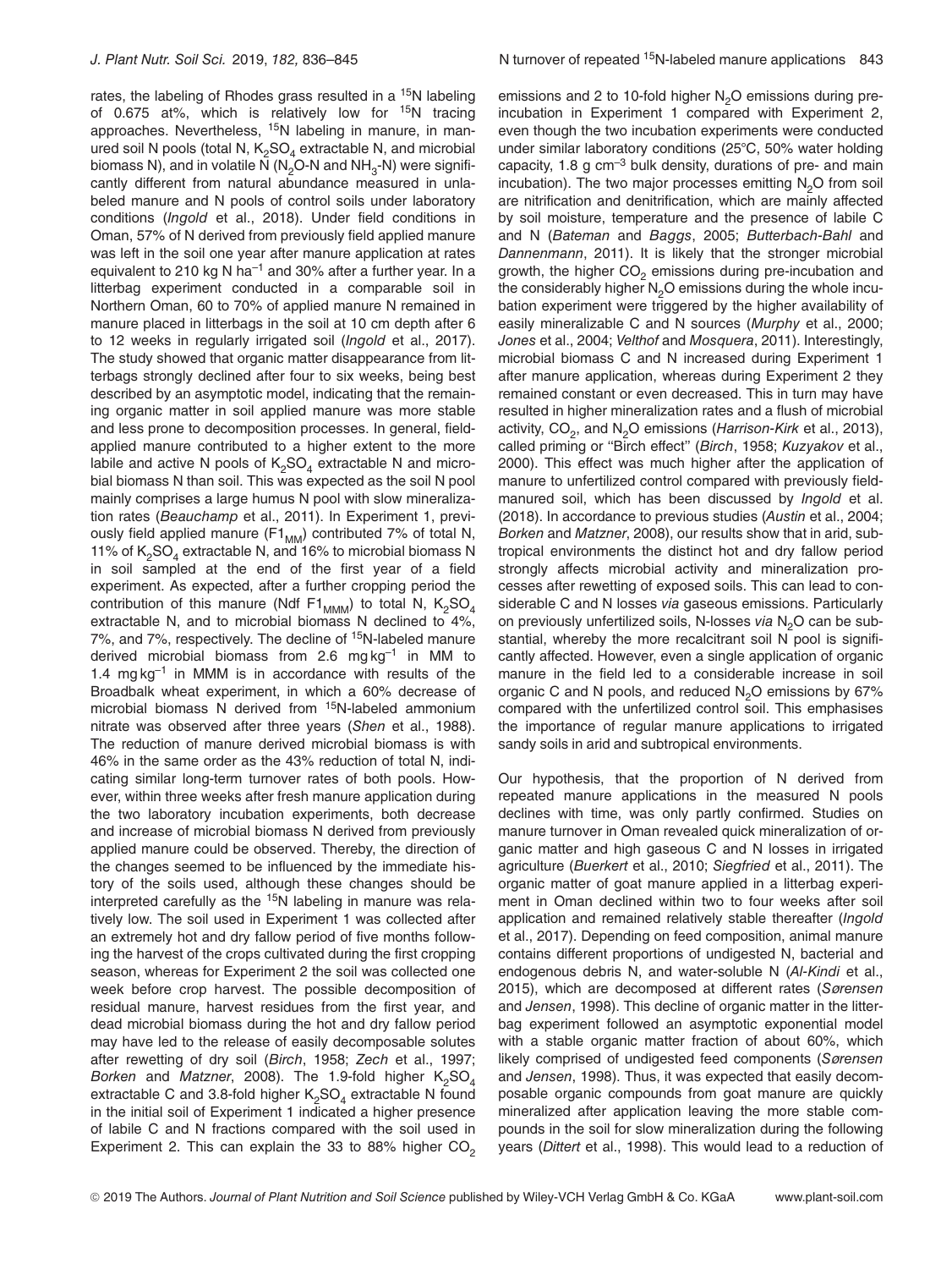rates, the labeling of Rhodes grass resulted in a $^{15}N$ labeling of 0.675 at%, which is relatively low for $^{15}N$ tracing approaches. Nevertheless, $^{15}N$ labeling in manure, in manured soil N pools (total N, $K_2SO_4$ extractable N, and microbial biomass N), and in volatile N ($N_2O$-N and $NH_3$-N) were significantly different from natural abundance measured in unlabeled manure and N pools of control soils under laboratory conditions (*Ingold* et al., 2018). Under field conditions in Oman, 57% of N derived from previously field applied manure was left in the soil one year after manure application at rates equivalent to 210 kg N $ha^{-1}$ and 30% after a further year. In a litterbag experiment conducted in a comparable soil in Northern Oman, 60 to 70% of applied manure N remained in manure placed in litterbags in the soil at 10 cm depth after 6 to 12 weeks in regularly irrigated soil (*Ingold* et al., 2017). The study showed that organic matter disappearance from litterbags strongly declined after four to six weeks, being best described by an asymptotic model, indicating that the remaining organic matter in soil applied manure was more stable and less prone to decomposition processes. In general, field-applied manure contributed to a higher extent to the more labile and active N pools of $K_2SO_4$ extractable N and microbial biomass N than soil. This was expected as the soil N pool mainly comprises a large humus N pool with slow mineralization rates (*Beauchamp* et al., 2011). In Experiment 1, previously field applied manure ($F1_{MM}$) contributed 7% of total N, 11% of $K_2SO_4$ extractable N, and 16% to microbial biomass N in soil sampled at the end of the first year of a field experiment. As expected, after a further cropping period the contribution of this manure (Ndf $F1_{MMM}$) to total N, $K_2SO_4$ extractable N, and to microbial biomass N declined to 4%, 7%, and 7%, respectively. The decline of $^{15}N$-labeled manure derived microbial biomass from 2.6 mg $kg^{-1}$ in MM to 1.4 mg $kg^{-1}$ in MMM is in accordance with results of the Broadbalk wheat experiment, in which a 60% decrease of microbial biomass N derived from $^{15}N$-labeled ammonium nitrate was observed after three years (*Shen* et al., 1988). The reduction of manure derived microbial biomass is with 46% in the same order as the 43% reduction of total N, indicating similar long-term turnover rates of both pools. However, within three weeks after fresh manure application during the two laboratory incubation experiments, both decrease and increase of microbial biomass N derived from previously applied manure could be observed. Thereby, the direction of the changes seemed to be influenced by the immediate history of the soils used, although these changes should be interpreted carefully as the $^{15}N$ labeling in manure was relatively low. The soil used in Experiment 1 was collected after an extremely hot and dry fallow period of five months following the harvest of the crops cultivated during the first cropping season, whereas for Experiment 2 the soil was collected one week before crop harvest. The possible decomposition of residual manure, harvest residues from the first year, and dead microbial biomass during the hot and dry fallow period may have led to the release of easily decomposable solutes after rewetting of dry soil (*Birch*, 1958; *Zech* et al., 1997; *Borken* and *Matzner*, 2008). The 1.9-fold higher $K_2SO_4$ extractable C and 3.8-fold higher $K_2SO_4$ extractable N found in the initial soil of Experiment 1 indicated a higher presence of labile C and N fractions compared with the soil used in Experiment 2. This can explain the 33 to 88% higher $CO_2$ emissions and 2 to 10-fold higher $N_2O$ emissions during pre-incubation in Experiment 1 compared with Experiment 2, even though the two incubation experiments were conducted under similar laboratory conditions (25°C, 50% water holding capacity, 1.8 g $cm^{-3}$ bulk density, durations of pre- and main incubation). The two major processes emitting $N_2O$ from soil are nitrification and denitrification, which are mainly affected by soil moisture, temperature and the presence of labile C and N (*Bateman* and *Baggs*, 2005; *Butterbach-Bahl* and *Dannenmann*, 2011). It is likely that the stronger microbial growth, the higher $CO_2$ emissions during pre-incubation and the considerably higher $N_2O$ emissions during the whole incubation experiment were triggered by the higher availability of easily mineralizable C and N sources (*Murphy* et al., 2000; *Jones* et al., 2004; *Velthof* and *Mosquera*, 2011). Interestingly, microbial biomass C and N increased during Experiment 1 after manure application, whereas during Experiment 2 they remained constant or even decreased. This in turn may have resulted in higher mineralization rates and a flush of microbial activity, $CO_2$, and $N_2O$ emissions (*Harrison-Kirk* et al., 2013), called priming or "Birch effect" (*Birch*, 1958; *Kuzyakov* et al., 2000). This effect was much higher after the application of manure to unfertilized control compared with previously field-manured soil, which has been discussed by *Ingold* et al. (2018). In accordance to previous studies (*Austin* et al., 2004; *Borken* and *Matzner*, 2008), our results show that in arid, subtropical environments the distinct hot and dry fallow period strongly affects microbial activity and mineralization processes after rewetting of exposed soils. This can lead to considerable C and N losses *via* gaseous emissions. Particularly on previously unfertilized soils, N-losses *via* $N_2O$ can be substantial, whereby the more recalcitrant soil N pool is significantly affected. However, even a single application of organic manure in the field led to a considerable increase in soil organic C and N pools, and reduced $N_2O$ emissions by 67% compared with the unfertilized control soil. This emphasises the importance of regular manure applications to irrigated sandy soils in arid and subtropical environments.

Our hypothesis, that the proportion of N derived from repeated manure applications in the measured N pools declines with time, was only partly confirmed. Studies on manure turnover in Oman revealed quick mineralization of organic matter and high gaseous C and N losses in irrigated agriculture (*Buerkert* et al., 2010; *Siegfried* et al., 2011). The organic matter of goat manure applied in a litterbag experiment in Oman declined within two to four weeks after soil application and remained relatively stable thereafter (*Ingold* et al., 2017). Depending on feed composition, animal manure contains different proportions of undigested N, bacterial and endogenous debris N, and water-soluble N (*Al-Kindi* et al., 2015), which are decomposed at different rates (*Sørensen* and *Jensen*, 1998). This decline of organic matter in the litterbag experiment followed an asymptotic exponential model with a stable organic matter fraction of about 60%, which likely comprised of undigested feed components (*Sørensen* and *Jensen*, 1998). Thus, it was expected that easily decomposable organic compounds from goat manure are quickly mineralized after application leaving the more stable compounds in the soil for slow mineralization during the following years (*Dittert* et al., 1998). This would lead to a reduction of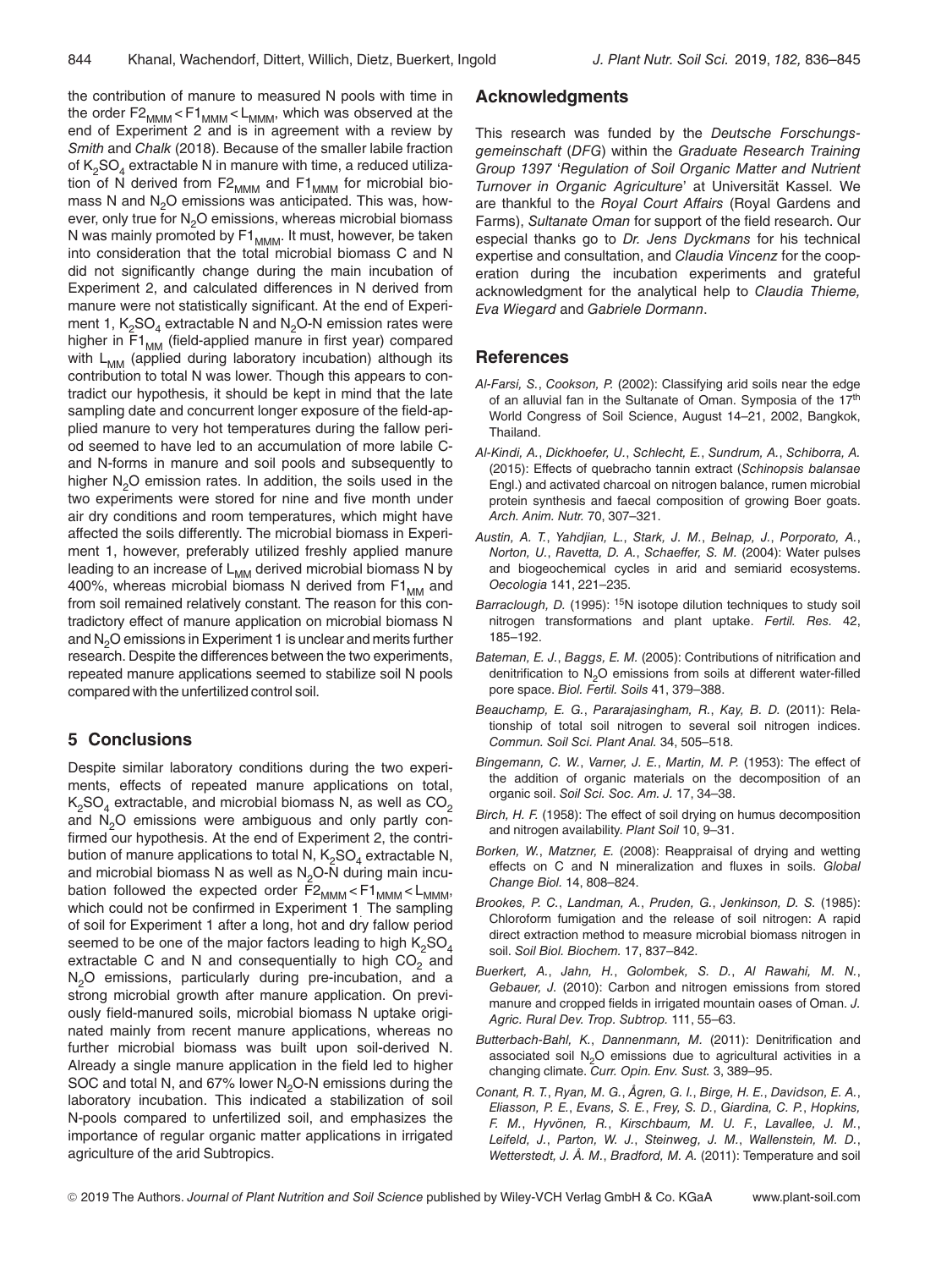the contribution of manure to measured N pools with time in the order $F2_{MMM} < F1_{MMM} < L_{MMM}$, which was observed at the end of Experiment 2 and is in agreement with a review by *Smith* and *Chalk* (2018). Because of the smaller labile fraction of $K_2SO_4$ extractable N in manure with time, a reduced utilization of N derived from $F2_{MMM}$ and $F1_{MMM}$ for microbial biomass N and $N_2O$ emissions was anticipated. This was, however, only true for $N_2O$ emissions, whereas microbial biomass N was mainly promoted by $F1_{MMM}$. It must, however, be taken into consideration that the total microbial biomass C and N did not significantly change during the main incubation of Experiment 2, and calculated differences in N derived from manure were not statistically significant. At the end of Experiment 1, $K_2SO_4$ extractable N and $N_2O$-N emission rates were higher in $F1_{MM}$ (field-applied manure in first year) compared with $L_{MM}$ (applied during laboratory incubation) although its contribution to total N was lower. Though this appears to contradict our hypothesis, it should be kept in mind that the late sampling date and concurrent longer exposure of the field-applied manure to very hot temperatures during the fallow period seemed to have led to an accumulation of more labile C- and N-forms in manure and soil pools and subsequently to higher $N_2O$ emission rates. In addition, the soils used in the two experiments were stored for nine and five month under air dry conditions and room temperatures, which might have affected the soils differently. The microbial biomass in Experiment 1, however, preferably utilized freshly applied manure leading to an increase of $L_{MM}$ derived microbial biomass N by 400%, whereas microbial biomass N derived from $F1_{MM}$ and from soil remained relatively constant. The reason for this contradictory effect of manure application on microbial biomass N and $N_2O$ emissions in Experiment 1 is unclear and merits further research. Despite the differences between the two experiments, repeated manure applications seemed to stabilize soil N pools compared with the unfertilized control soil.

## 5 Conclusions

Despite similar laboratory conditions during the two experiments, effects of repeated manure applications on total, $K_2SO_4$ extractable, and microbial biomass N, as well as $CO_2$ and $N_2O$ emissions were ambiguous and only partly confirmed our hypothesis. At the end of Experiment 2, the contribution of manure applications to total N, $K_2SO_4$ extractable N, and microbial biomass N as well as $N_2O$-N during main incubation followed the expected order $F2_{MMM} < F1_{MMM} < L_{MMM}$, which could not be confirmed in Experiment 1. The sampling of soil for Experiment 1 after a long, hot and dry fallow period seemed to be one of the major factors leading to high $K_2SO_4$ extractable C and N and consequentially to high $CO_2$ and $N_2O$ emissions, particularly during pre-incubation, and a strong microbial growth after manure application. On previously field-manured soils, microbial biomass N uptake originated mainly from recent manure applications, whereas no further microbial biomass was built upon soil-derived N. Already a single manure application in the field led to higher SOC and total N, and 67% lower $N_2O$-N emissions during the laboratory incubation. This indicated a stabilization of soil N-pools compared to unfertilized soil, and emphasizes the importance of regular organic matter applications in irrigated agriculture of the arid Subtropics.

## Acknowledgments

This research was funded by the *Deutsche Forschungsgemeinschaft* (*DFG*) within the *Graduate Research Training Group 1397* '*Regulation of Soil Organic Matter and Nutrient Turnover in Organic Agriculture*' at Universität Kassel. We are thankful to the *Royal Court Affairs* (Royal Gardens and Farms), *Sultanate Oman* for support of the field research. Our especial thanks go to *Dr. Jens Dyckmans* for his technical expertise and consultation, and *Claudia Vincenz* for the cooperation during the incubation experiments and grateful acknowledgment for the analytical help to *Claudia Thieme, Eva Wiegard* and *Gabriele Dormann*.

## References

*Al-Farsi, S.*, *Cookson, P.* (2002): Classifying arid soils near the edge of an alluvial fan in the Sultanate of Oman. Symposia of the 17th World Congress of Soil Science, August 14–21, 2002, Bangkok, Thailand.

*Al-Kindi, A.*, *Dickhoefer, U.*, *Schlecht, E.*, *Sundrum, A.*, *Schiborra, A.* (2015): Effects of quebracho tannin extract (*Schinopsis balansae* Engl.) and activated charcoal on nitrogen balance, rumen microbial protein synthesis and faecal composition of growing Boer goats. *Arch. Anim. Nutr.* 70, 307–321.

*Austin, A. T.*, *Yahdjian, L.*, *Stark, J. M.*, *Belnap, J.*, *Porporato, A.*, *Norton, U.*, *Ravetta, D. A.*, *Schaeffer, S. M.* (2004): Water pulses and biogeochemical cycles in arid and semiarid ecosystems. *Oecologia* 141, 221–235.

*Barraclough, D.* (1995): $^{15}N$ isotope dilution techniques to study soil nitrogen transformations and plant uptake. *Fertil. Res.* 42, 185–192.

*Bateman, E. J.*, *Baggs, E. M.* (2005): Contributions of nitrification and denitrification to $N_2O$ emissions from soils at different water-filled pore space. *Biol. Fertil. Soils* 41, 379–388.

*Beauchamp, E. G.*, *Pararajasingham, R.*, *Kay, B. D.* (2011): Relationship of total soil nitrogen to several soil nitrogen indices. *Commun. Soil Sci. Plant Anal.* 34, 505–518.

*Bingemann, C. W.*, *Varner, J. E.*, *Martin, M. P.* (1953): The effect of the addition of organic materials on the decomposition of an organic soil. *Soil Sci. Soc. Am. J.* 17, 34–38.

*Birch, H. F.* (1958): The effect of soil drying on humus decomposition and nitrogen availability. *Plant Soil* 10, 9–31.

*Borken, W.*, *Matzner, E.* (2008): Reappraisal of drying and wetting effects on C and N mineralization and fluxes in soils. *Global Change Biol.* 14, 808–824.

*Brookes, P. C.*, *Landman, A.*, *Pruden, G.*, *Jenkinson, D. S.* (1985): Chloroform fumigation and the release of soil nitrogen: A rapid direct extraction method to measure microbial biomass nitrogen in soil. *Soil Biol. Biochem.* 17, 837–842.

*Buerkert, A.*, *Jahn, H.*, *Golombek, S. D.*, *Al Rawahi, M. N.*, *Gebauer, J.* (2010): Carbon and nitrogen emissions from stored manure and cropped fields in irrigated mountain oases of Oman. *J. Agric. Rural Dev. Trop. Subtrop.* 111, 55–63.

*Butterbach-Bahl, K.*, *Dannenmann, M.* (2011): Denitrification and associated soil $N_2O$ emissions due to agricultural activities in a changing climate. *Curr. Opin. Env. Sust.* 3, 389–95.

*Conant, R. T.*, *Ryan, M. G.*, *Ågren, G. I.*, *Birge, H. E.*, *Davidson, E. A.*, *Eliasson, P. E.*, *Evans, S. E.*, *Frey, S. D.*, *Giardina, C. P.*, *Hopkins, F. M.*, *Hyvönen, R.*, *Kirschbaum, M. U. F.*, *Lavallee, J. M.*, *Leifeld, J.*, *Parton, W. J.*, *Steinweg, J. M.*, *Wallenstein, M. D.*, *Wetterstedt, J. Å. M.*, *Bradford, M. A.* (2011): Temperature and soil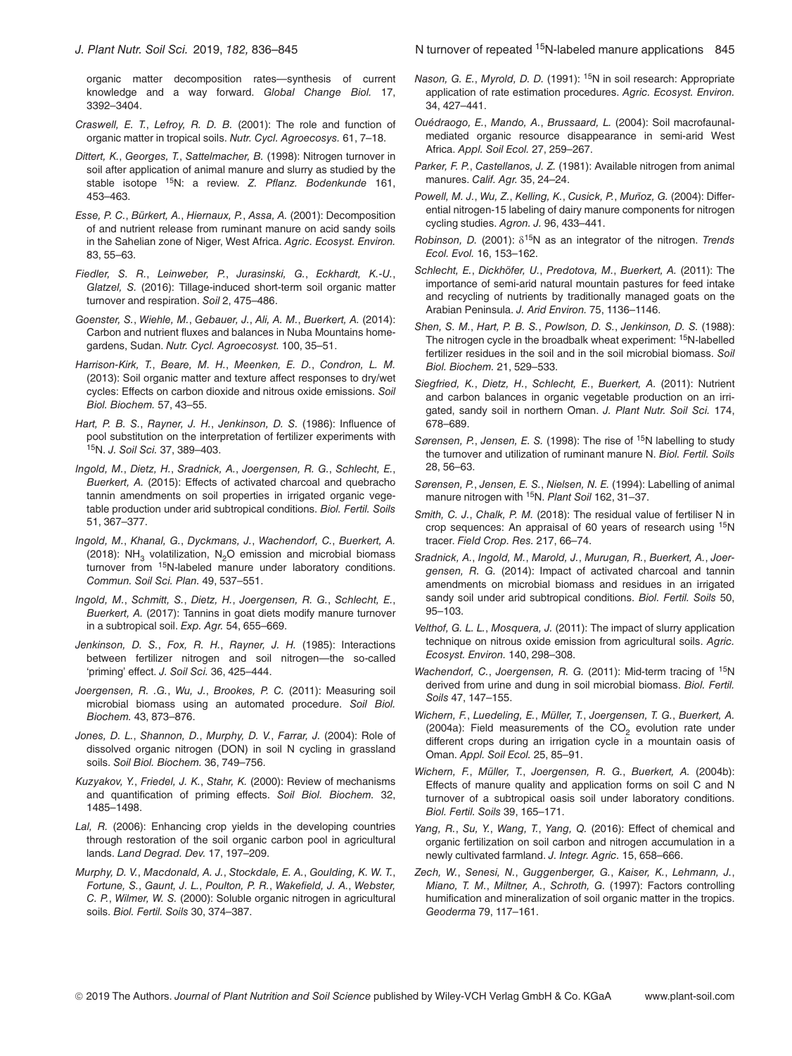organic matter decomposition rates—synthesis of current knowledge and a way forward. *Global Change Biol.* 17, 3392–3404.

*Craswell, E. T., Lefroy, R. D. B.* (2001): The role and function of organic matter in tropical soils. *Nutr. Cycl. Agroecosys.* 61, 7–18.

*Dittert, K., Georges, T., Sattelmacher, B.* (1998): Nitrogen turnover in soil after application of animal manure and slurry as studied by the stable isotope $^{15}$N: a review. *Z. Pflanz. Bodenkunde* 161, 453–463.

*Esse, P. C., Bürkert, A., Hiernaux, P., Assa, A.* (2001): Decomposition of and nutrient release from ruminant manure on acid sandy soils in the Sahelian zone of Niger, West Africa. *Agric. Ecosyst. Environ.* 83, 55–63.

*Fiedler, S. R., Leinweber, P., Jurasinski, G., Eckhardt, K.-U., Glatzel, S.* (2016): Tillage-induced short-term soil organic matter turnover and respiration. *Soil* 2, 475–486.

*Goenster, S., Wiehle, M., Gebauer, J., Ali, A. M., Buerkert, A.* (2014): Carbon and nutrient fluxes and balances in Nuba Mountains homegardens, Sudan. *Nutr. Cycl. Agroecosyst.* 100, 35–51.

*Harrison-Kirk, T., Beare, M. H., Meenken, E. D., Condron, L. M.* (2013): Soil organic matter and texture affect responses to dry/wet cycles: Effects on carbon dioxide and nitrous oxide emissions. *Soil Biol. Biochem.* 57, 43–55.

*Hart, P. B. S., Rayner, J. H., Jenkinson, D. S.* (1986): Influence of pool substitution on the interpretation of fertilizer experiments with $^{15}$N. *J. Soil Sci.* 37, 389–403.

*Ingold, M., Dietz, H., Sradnick, A., Joergensen, R. G., Schlecht, E., Buerkert, A.* (2015): Effects of activated charcoal and quebracho tannin amendments on soil properties in irrigated organic vegetable production under arid subtropical conditions. *Biol. Fertil. Soils* 51, 367–377.

*Ingold, M., Khanal, G., Dyckmans, J., Wachendorf, C., Buerkert, A.* (2018): $NH_3$ volatilization, $N_2O$ emission and microbial biomass turnover from $^{15}$N-labeled manure under laboratory conditions. *Commun. Soil Sci. Plan.* 49, 537–551.

*Ingold, M., Schmitt, S., Dietz, H., Joergensen, R. G., Schlecht, E., Buerkert, A.* (2017): Tannins in goat diets modify manure turnover in a subtropical soil. *Exp. Agr.* 54, 655–669.

*Jenkinson, D. S., Fox, R. H., Rayner, J. H.* (1985): Interactions between fertilizer nitrogen and soil nitrogen—the so-called 'priming' effect. *J. Soil Sci.* 36, 425–444.

*Joergensen, R. .G., Wu, J., Brookes, P. C.* (2011): Measuring soil microbial biomass using an automated procedure. *Soil Biol. Biochem.* 43, 873–876.

*Jones, D. L., Shannon, D., Murphy, D. V., Farrar, J.* (2004): Role of dissolved organic nitrogen (DON) in soil N cycling in grassland soils. *Soil Biol. Biochem.* 36, 749–756.

*Kuzyakov, Y., Friedel, J. K., Stahr, K.* (2000): Review of mechanisms and quantification of priming effects. *Soil Biol. Biochem.* 32, 1485–1498.

*Lal, R.* (2006): Enhancing crop yields in the developing countries through restoration of the soil organic carbon pool in agricultural lands. *Land Degrad. Dev.* 17, 197–209.

*Murphy, D. V., Macdonald, A. J., Stockdale, E. A., Goulding, K. W. T., Fortune, S., Gaunt, J. L., Poulton, P. R., Wakefield, J. A., Webster, C. P., Wilmer, W. S.* (2000): Soluble organic nitrogen in agricultural soils. *Biol. Fertil. Soils* 30, 374–387.

*Nason, G. E., Myrold, D. D.* (1991): $^{15}$N in soil research: Appropriate application of rate estimation procedures. *Agric. Ecosyst. Environ.* 34, 427–441.

*Ouédraogo, E., Mando, A., Brussaard, L.* (2004): Soil macrofaunal-mediated organic resource disappearance in semi-arid West Africa. *Appl. Soil Ecol.* 27, 259–267.

*Parker, F. P., Castellanos, J. Z.* (1981): Available nitrogen from animal manures. *Calif. Agr.* 35, 24–24.

*Powell, M. J., Wu, Z., Kelling, K., Cusick, P., Muñoz, G.* (2004): Differential nitrogen-15 labeling of dairy manure components for nitrogen cycling studies. *Agron. J.* 96, 433–441.

*Robinson, D.* (2001): $\delta^{15}$N as an integrator of the nitrogen. *Trends Ecol. Evol.* 16, 153–162.

*Schlecht, E., Dickhöfer, U., Predotova, M., Buerkert, A.* (2011): The importance of semi-arid natural mountain pastures for feed intake and recycling of nutrients by traditionally managed goats on the Arabian Peninsula. *J. Arid Environ.* 75, 1136–1146.

*Shen, S. M., Hart, P. B. S., Powlson, D. S., Jenkinson, D. S.* (1988): The nitrogen cycle in the broadbalk wheat experiment: $^{15}$N-labelled fertilizer residues in the soil and in the soil microbial biomass. *Soil Biol. Biochem.* 21, 529–533.

*Siegfried, K., Dietz, H., Schlecht, E., Buerkert, A.* (2011): Nutrient and carbon balances in organic vegetable production on an irrigated, sandy soil in northern Oman. *J. Plant Nutr. Soil Sci.* 174, 678–689.

*Sørensen, P., Jensen, E. S.* (1998): The rise of $^{15}$N labelling to study the turnover and utilization of ruminant manure N. *Biol. Fertil. Soils* 28, 56–63.

*Sørensen, P., Jensen, E. S., Nielsen, N. E.* (1994): Labelling of animal manure nitrogen with $^{15}$N. *Plant Soil* 162, 31–37.

*Smith, C. J., Chalk, P. M.* (2018): The residual value of fertiliser N in crop sequences: An appraisal of 60 years of research using $^{15}$N tracer. *Field Crop. Res.* 217, 66–74.

*Sradnick, A., Ingold, M., Marold, J., Murugan, R., Buerkert, A., Joergensen, R. G.* (2014): Impact of activated charcoal and tannin amendments on microbial biomass and residues in an irrigated sandy soil under arid subtropical conditions. *Biol. Fertil. Soils* 50, 95–103.

*Velthof, G. L. L., Mosquera, J.* (2011): The impact of slurry application technique on nitrous oxide emission from agricultural soils. *Agric. Ecosyst. Environ.* 140, 298–308.

*Wachendorf, C., Joergensen, R. G.* (2011): Mid-term tracing of $^{15}$N derived from urine and dung in soil microbial biomass. *Biol. Fertil. Soils* 47, 147–155.

*Wichern, F., Luedeling, E., Müller, T., Joergensen, T. G., Buerkert, A.* (2004a): Field measurements of the $CO_2$ evolution rate under different crops during an irrigation cycle in a mountain oasis of Oman. *Appl. Soil Ecol.* 25, 85–91.

*Wichern, F., Müller, T., Joergensen, R. G., Buerkert, A.* (2004b): Effects of manure quality and application forms on soil C and N turnover of a subtropical oasis soil under laboratory conditions. *Biol. Fertil. Soils* 39, 165–171.

*Yang, R., Su, Y., Wang, T., Yang, Q.* (2016): Effect of chemical and organic fertilization on soil carbon and nitrogen accumulation in a newly cultivated farmland. *J. Integr. Agric.* 15, 658–666.

*Zech, W., Senesi, N., Guggenberger, G., Kaiser, K., Lehmann, J., Miano, T. M., Miltner, A., Schroth, G.* (1997): Factors controlling humification and mineralization of soil organic matter in the tropics. *Geoderma* 79, 117–161.